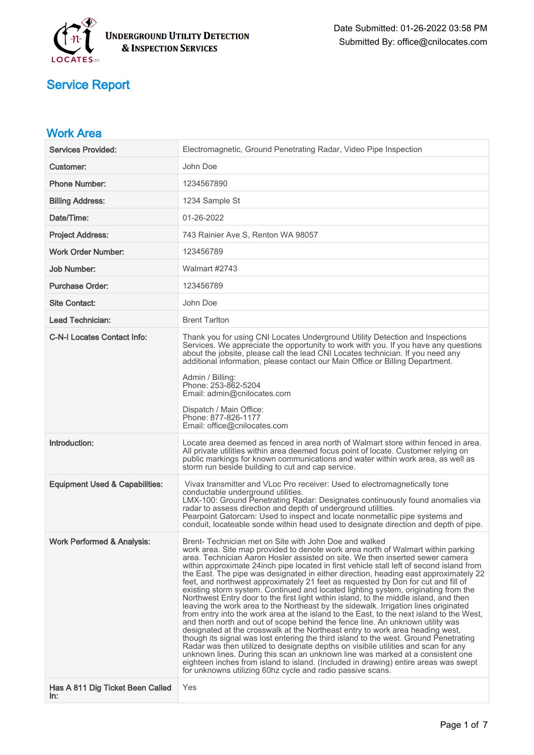**Underground Utility Detection & Inspection Services**

Date Submitted: 01-26-2022 03:58 PM
Submitted By: office@cnilocates.com

# Service Report

## Work Area

| | |
|---|---|
| **Services Provided:** | Electromagnetic, Ground Penetrating Radar, Video Pipe Inspection |
| **Customer:** | John Doe |
| **Phone Number:** | 1234567890 |
| **Billing Address:** | 1234 Sample St |
| **Date/Time:** | 01-26-2022 |
| **Project Address:** | 743 Rainier Ave S, Renton WA 98057 |
| **Work Order Number:** | 123456789 |
| **Job Number:** | Walmart #2743 |
| **Purchase Order:** | 123456789 |
| **Site Contact:** | John Doe |
| **Lead Technician:** | Brent Tarlton |
| **C-N-I Locates Contact Info:** | Thank you for using CNI Locates Underground Utility Detection and Inspections Services. We appreciate the opportunity to work with you. If you have any questions about the jobsite, please call the lead CNI Locates technician. If you need any additional information, please contact our Main Office or Billing Department.<br><br>Admin / Billing:<br>Phone: 253-862-5204<br>Email: admin@cnilocates.com<br><br>Dispatch / Main Office:<br>Phone: 877-826-1177<br>Email: office@cnilocates.com |
| **Introduction:** | Locate area deemed as fenced in area north of Walmart store within fenced in area. All private utilities within area deemed focus point of locate. Customer relying on public markings for known communications and water within work area, as well as storm run beside building to cut and cap service. |
| **Equipment Used & Capabilities:** | Vivax transmitter and VLoc Pro receiver: Used to electromagnetically tone conductable underground utilities.<br>LMX-100: Ground Penetrating Radar: Designates continuously found anomalies via radar to assess direction and depth of underground utilities.<br>Pearpoint Gatorcam: Used to inspect and locate nonmetallic pipe systems and conduit, locateable sonde within head used to designate direction and depth of pipe. |
| **Work Performed & Analysis:** | Brent- Technician met on Site with John Doe and walked work area. Site map provided to denote work area north of Walmart within parking area. Technician Aaron Hosler assisted on site. We then inserted sewer camera within approximate 24inch pipe located in first vehicle stall left of second island from the East. The pipe was designated in either direction, heading east approximately 22 feet, and northwest approximately 21 feet as requested by Don for cut and fill of existing storm system. Continued and located lighting system, originating from the Northwest Entry door to the first light within island, to the middle island, and then leaving the work area to the Northeast by the sidewalk. Irrigation lines originated from entry into the work area at the island to the East, to the next island to the West, and then north and out of scope behind the fence line. An unknown utility was designated at the crosswalk at the Northeast entry to work area heading west, though its signal was lost entering the third island to the west. Ground Penetrating Radar was then utilized to designate depths on visibile utilities and scan for any unknown lines. During this scan an unknown line was marked at a consistent one eighteen inches from island to island. (Included in drawing) entire areas was swept for unknowns utilizing 60hz cycle and radio passive scans. |
| **Has A 811 Dig Ticket Been Called In:** | Yes |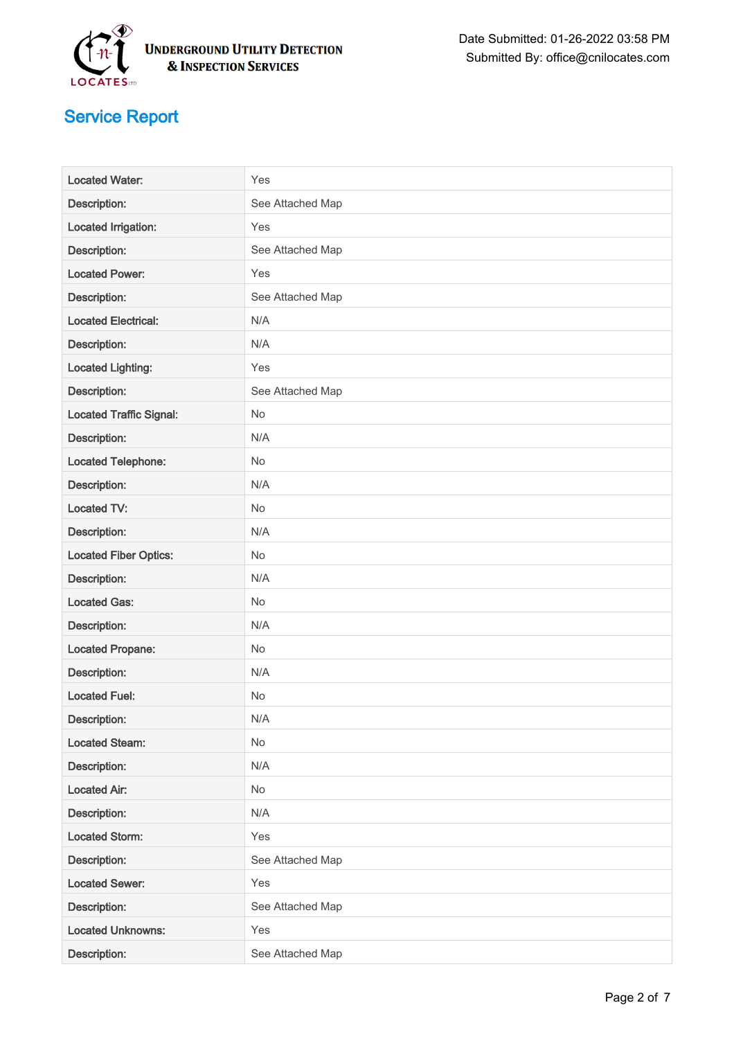**Underground Utility Detection & Inspection Services**

Date Submitted: 01-26-2022 03:58 PM
Submitted By: office@cnilocates.com

## Service Report

| | |
|---|---|
| Located Water: | Yes |
| Description: | See Attached Map |
| Located Irrigation: | Yes |
| Description: | See Attached Map |
| Located Power: | Yes |
| Description: | See Attached Map |
| Located Electrical: | N/A |
| Description: | N/A |
| Located Lighting: | Yes |
| Description: | See Attached Map |
| Located Traffic Signal: | No |
| Description: | N/A |
| Located Telephone: | No |
| Description: | N/A |
| Located TV: | No |
| Description: | N/A |
| Located Fiber Optics: | No |
| Description: | N/A |
| Located Gas: | No |
| Description: | N/A |
| Located Propane: | No |
| Description: | N/A |
| Located Fuel: | No |
| Description: | N/A |
| Located Steam: | No |
| Description: | N/A |
| Located Air: | No |
| Description: | N/A |
| Located Storm: | Yes |
| Description: | See Attached Map |
| Located Sewer: | Yes |
| Description: | See Attached Map |
| Located Unknowns: | Yes |
| Description: | See Attached Map |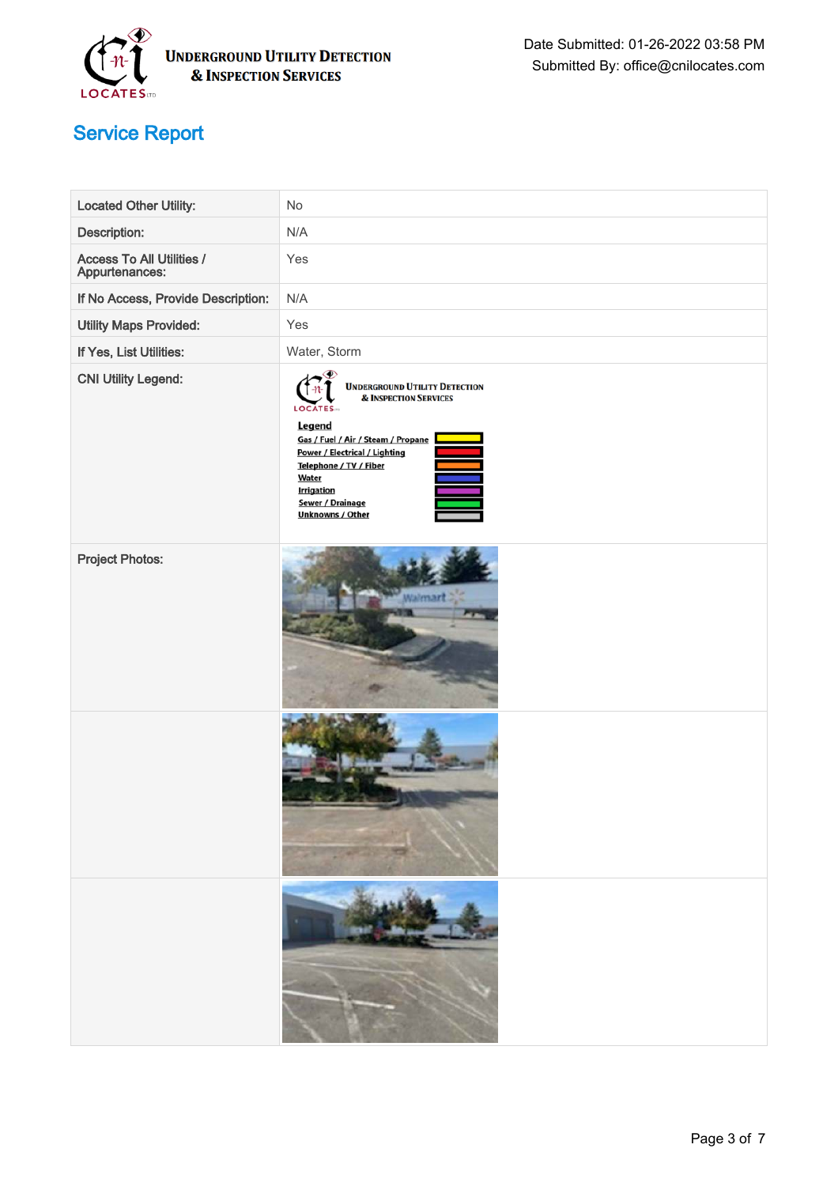UNDERGROUND UTILITY DETECTION & INSPECTION SERVICES

Date Submitted: 01-26-2022 03:58 PM
Submitted By: office@cnilocates.com

# Service Report

| | |
|---|---|
| Located Other Utility: | No |
| Description: | N/A |
| Access To All Utilities / Appurtenances: | Yes |
| If No Access, Provide Description: | N/A |
| Utility Maps Provided: | Yes |
| If Yes, List Utilities: | Water, Storm |
| CNI Utility Legend: | UNDERGROUND UTILITY DETECTION & INSPECTION SERVICES<br>**Legend**<br>Gas / Fuel / Air / Steam / Propane<br>Power / Electrical / Lighting<br>Telephone / TV / Fiber<br>Water<br>Irrigation<br>Sewer / Drainage<br>Unknowns / Other |
| Project Photos: | |
| | |
| | |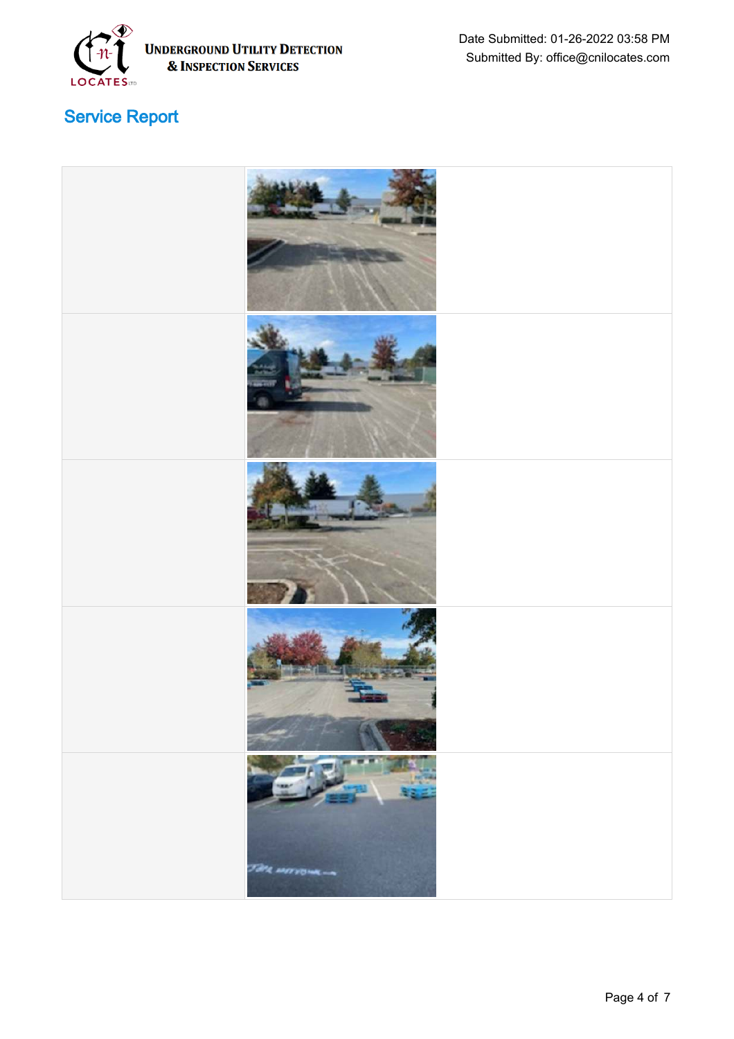Underground Utility Detection & Inspection Services

Date Submitted: 01-26-2022 03:58 PM
Submitted By: office@cnilocates.com

# Service Report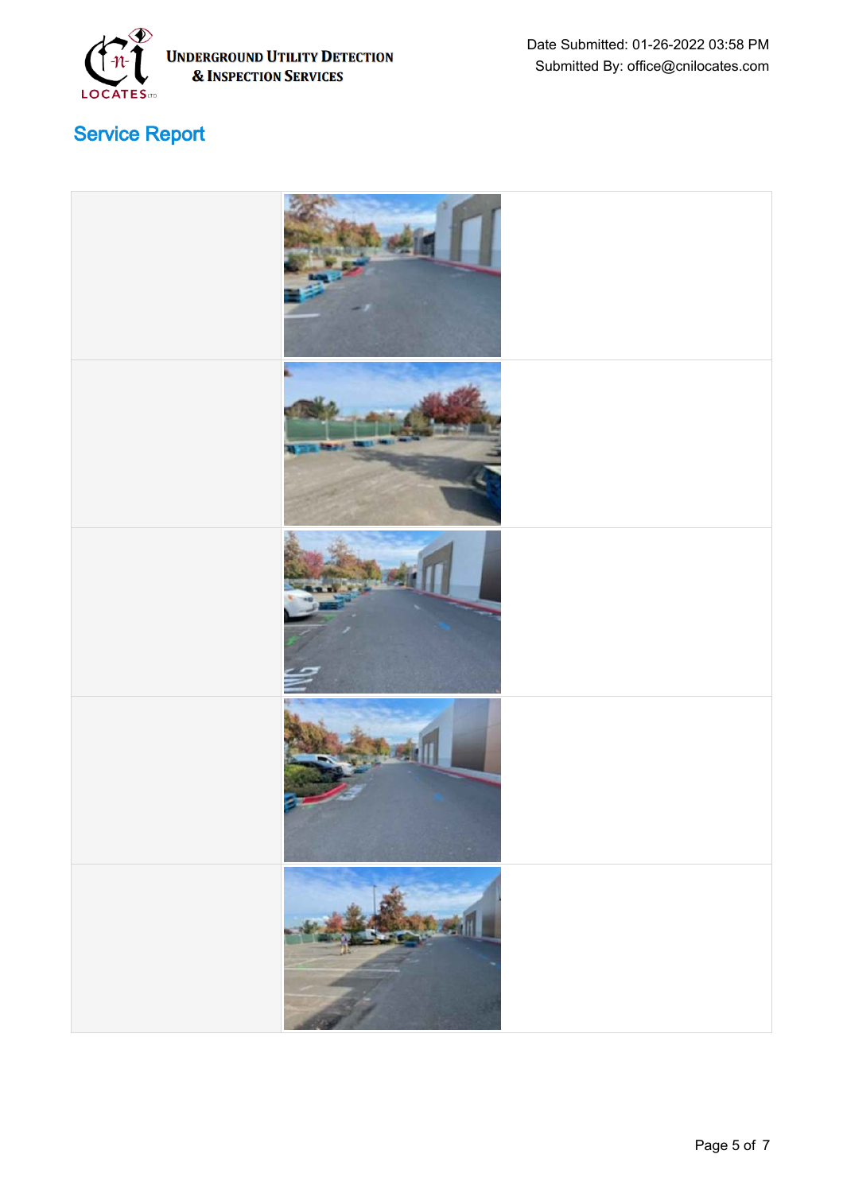Underground Utility Detection & Inspection Services

Date Submitted: 01-26-2022 03:58 PM
Submitted By: office@cnilocates.com

## Service Report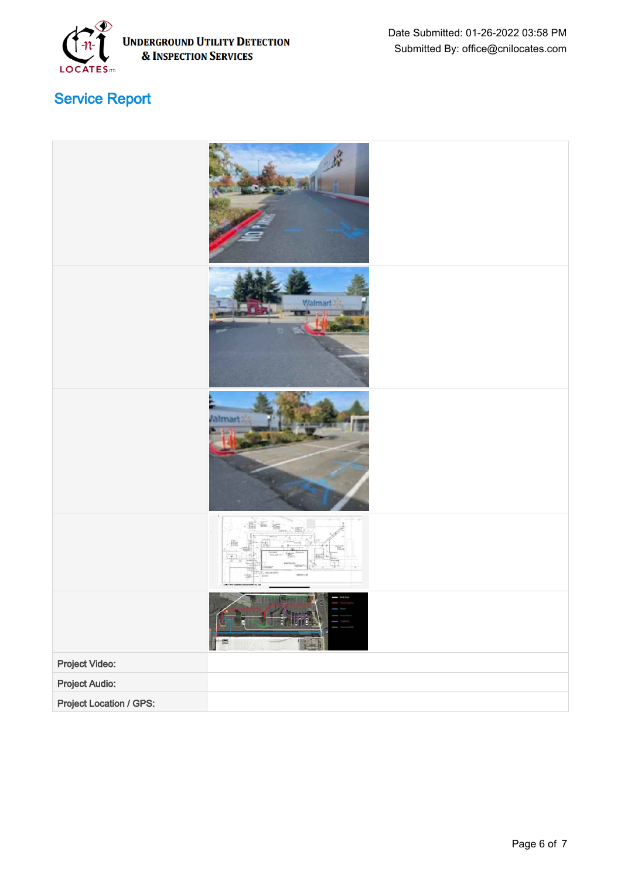Underground Utility Detection & Inspection Services

Date Submitted: 01-26-2022 03:58 PM
Submitted By: office@cnilocates.com

## Service Report

| | |
|---|---|
| | |
| | |
| | |
| | |
| | |
| Project Video: | |
| Project Audio: | |
| Project Location / GPS: | |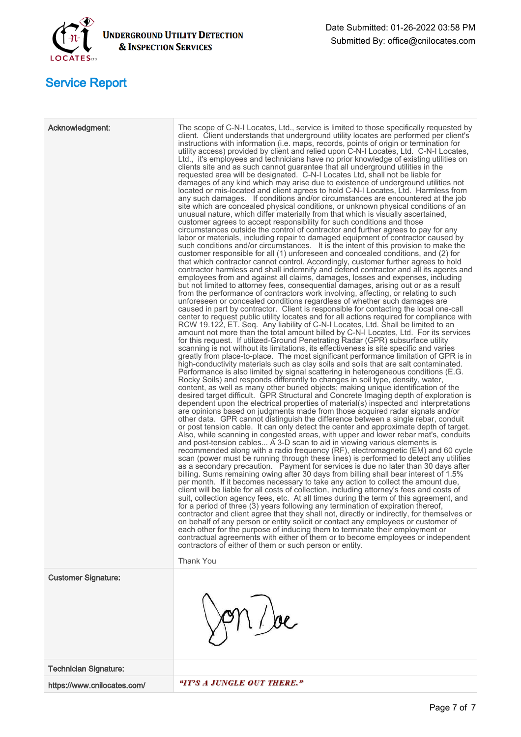**UNDERGROUND UTILITY DETECTION & INSPECTION SERVICES**

Date Submitted: 01-26-2022 03:58 PM
Submitted By: office@cnilocates.com

# Service Report

| | |
|---|---|
| **Acknowledgment:** | The scope of C-N-I Locates, Ltd., service is limited to those specifically requested by client. Client understands that underground utility locates are performed per client's instructions with information (i.e. maps, records, points of origin or termination for utility access) provided by client and relied upon C-N-I Locates, Ltd. C-N-I Locates, Ltd., it's employees and technicians have no prior knowledge of existing utilities on clients site and as such cannot guarantee that all underground utilities in the requested area will be designated. C-N-I Locates Ltd, shall not be liable for damages of any kind which may arise due to existence of underground utilities not located or mis-located and client agrees to hold C-N-I Locates, Ltd. Harmless from any such damages. If conditions and/or circumstances are encountered at the job site which are concealed physical conditions, or unknown physical conditions of an unusual nature, which differ materially from that which is visually ascertained, customer agrees to accept responsibility for such conditions and those circumstances outside the control of contractor and further agrees to pay for any labor or materials, including repair to damaged equipment of contractor caused by such conditions and/or circumstances. It is the intent of this provision to make the customer responsible for all (1) unforeseen and concealed conditions, and (2) for that which contractor cannot control. Accordingly, customer further agrees to hold contractor harmless and shall indemnify and defend contractor and all its agents and employees from and against all claims, damages, losses and expenses, including but not limited to attorney fees, consequential damages, arising out or as a result from the performance of contractors work involving, affecting, or relating to such unforeseen or concealed conditions regardless of whether such damages are caused in part by contractor. Client is responsible for contacting the local one-call center to request public utility locates and for all actions required for compliance with RCW 19.122, ET. Seq. Any liability of C-N-I Locates, Ltd. Shall be limited to an amount not more than the total amount billed by C-N-I Locates, Ltd. For its services for this request. If utilized-Ground Penetrating Radar (GPR) subsurface utility scanning is not without its limitations, its effectiveness is site specific and varies greatly from place-to-place. The most significant performance limitation of GPR is in high-conductivity materials such as clay soils and soils that are salt contaminated. Performance is also limited by signal scattering in heterogeneous conditions (E.G. Rocky Soils) and responds differently to changes in soil type, density, water, content, as well as many other buried objects; making unique identification of the desired target difficult. GPR Structural and Concrete Imaging depth of exploration is dependent upon the electrical properties of material(s) inspected and interpretations are opinions based on judgments made from those acquired radar signals and/or other data. GPR cannot distinguish the difference between a single rebar, conduit or post tension cable. It can only detect the center and approximate depth of target. Also, while scanning in congested areas, with upper and lower rebar mat's, conduits and post-tension cables... A 3-D scan to aid in viewing various elements is recommended along with a radio frequency (RF), electromagnetic (EM) and 60 cycle scan (power must be running through these lines) is performed to detect any utilities as a secondary precaution. Payment for services is due no later than 30 days after billing. Sums remaining owing after 30 days from billing shall bear interest of 1.5% per month. If it becomes necessary to take any action to collect the amount due, client will be liable for all costs of collection, including attorney's fees and costs of suit, collection agency fees, etc. At all times during the term of this agreement, and for a period of three (3) years following any termination of expiration thereof, contractor and client agree that they shall not, directly or indirectly, for themselves or on behalf of any person or entity solicit or contact any employees or customer of each other for the purpose of inducing them to terminate their employment or contractual agreements with either of them or to become employees or independent contractors of either of them or such person or entity.<br><br>Thank You |
| **Customer Signature:** | Jon Doe |
| **Technician Signature:** | |
| https://www.cnilocates.com/ | ***"IT'S A JUNGLE OUT THERE."*** |